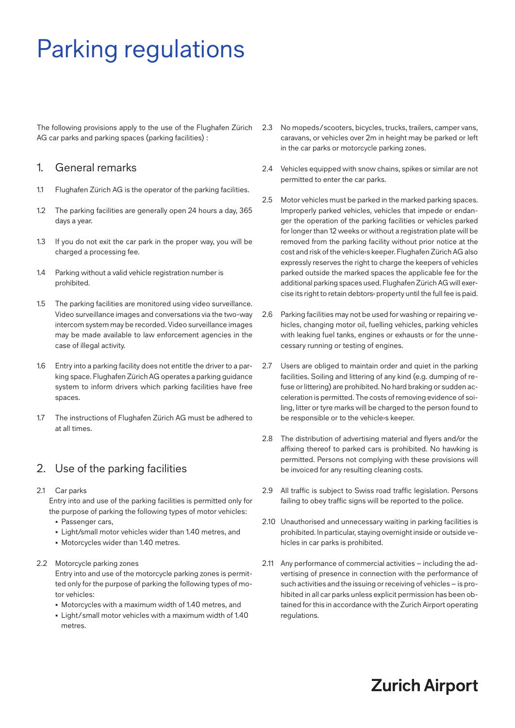# Parking regulations

The following provisions apply to the use of the Flughafen Zürich AG car parks and parking spaces (parking facilities) :

## 1. General remarks

1.1 Flughafen Zürich AG is the operator of the parking facilities.

1.2 The parking facilities are generally open 24 hours a day, 365 days a year.

1.3 If you do not exit the car park in the proper way, you will be charged a processing fee.

1.4 Parking without a valid vehicle registration number is prohibited.

1.5 The parking facilities are monitored using video surveillance. Video surveillance images and conversations via the two-way intercom system may be recorded. Video surveillance images may be made available to law enforcement agencies in the case of illegal activity.

1.6 Entry into a parking facility does not entitle the driver to a parking space. Flughafen Zürich AG operates a parking guidance system to inform drivers which parking facilities have free spaces.

1.7 The instructions of Flughafen Zürich AG must be adhered to at all times.

## 2. Use of the parking facilities

2.1 Car parks
Entry into and use of the parking facilities is permitted only for the purpose of parking the following types of motor vehicles:

- Passenger cars,
- Light/small motor vehicles wider than 1.40 metres, and
- Motorcycles wider than 1.40 metres.

2.2 Motorcycle parking zones
Entry into and use of the motorcycle parking zones is permitted only for the purpose of parking the following types of motor vehicles:

- Motorcycles with a maximum width of 1.40 metres, and
- Light/small motor vehicles with a maximum width of 1.40 metres.

2.3 No mopeds/scooters, bicycles, trucks, trailers, camper vans, caravans, or vehicles over 2m in height may be parked or left in the car parks or motorcycle parking zones.

2.4 Vehicles equipped with snow chains, spikes or similar are not permitted to enter the car parks.

2.5 Motor vehicles must be parked in the marked parking spaces. Improperly parked vehicles, vehicles that impede or endanger the operation of the parking facilities or vehicles parked for longer than 12 weeks or without a registration plate will be removed from the parking facility without prior notice at the cost and risk of the vehicle›s keeper. Flughafen Zürich AG also expressly reserves the right to charge the keepers of vehicles parked outside the marked spaces the applicable fee for the additional parking spaces used. Flughafen Zürich AG will exercise its right to retain debtors› property until the full fee is paid.

2.6 Parking facilities may not be used for washing or repairing vehicles, changing motor oil, fuelling vehicles, parking vehicles with leaking fuel tanks, engines or exhausts or for the unnecessary running or testing of engines.

2.7 Users are obliged to maintain order and quiet in the parking facilities. Soiling and littering of any kind (e.g. dumping of refuse or littering) are prohibited. No hard braking or sudden acceleration is permitted. The costs of removing evidence of soiling, litter or tyre marks will be charged to the person found to be responsible or to the vehicle›s keeper.

2.8 The distribution of advertising material and flyers and/or the affixing thereof to parked cars is prohibited. No hawking is permitted. Persons not complying with these provisions will be invoiced for any resulting cleaning costs.

2.9 All traffic is subject to Swiss road traffic legislation. Persons failing to obey traffic signs will be reported to the police.

2.10 Unauthorised and unnecessary waiting in parking facilities is prohibited. In particular, staying overnight inside or outside vehicles in car parks is prohibited.

2.11 Any performance of commercial activities – including the advertising of presence in connection with the performance of such activities and the issuing or receiving of vehicles – is prohibited in all car parks unless explicit permission has been obtained for this in accordance with the Zurich Airport operating regulations.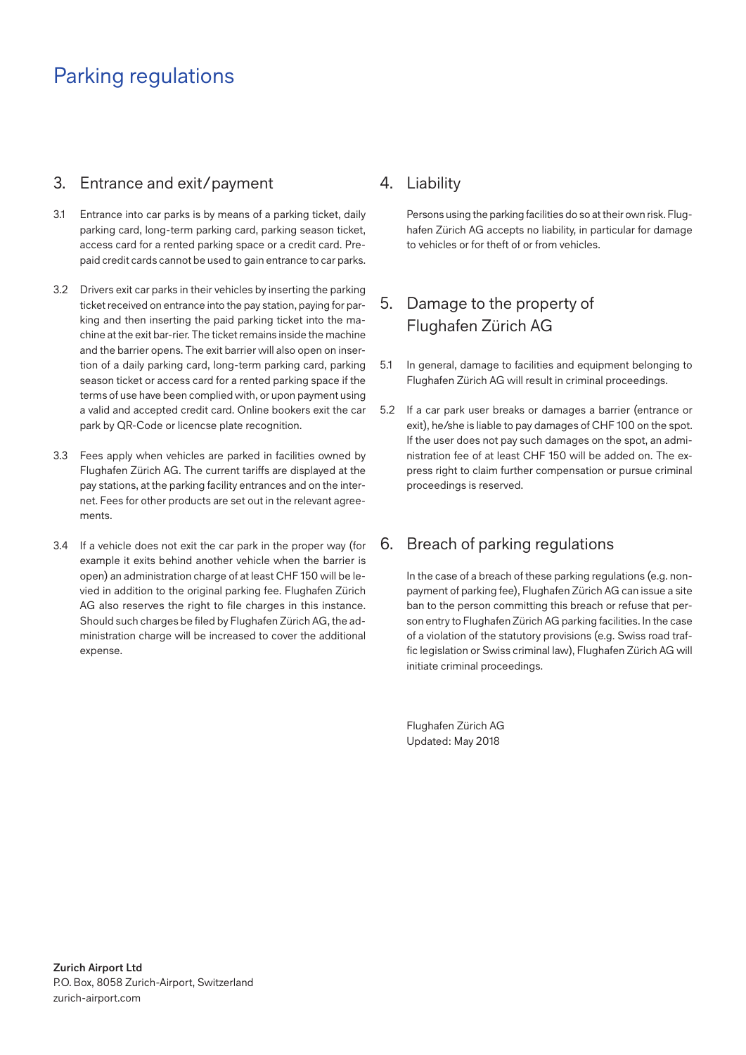# Parking regulations

## 3. Entrance and exit/payment

3.1 Entrance into car parks is by means of a parking ticket, daily parking card, long-term parking card, parking season ticket, access card for a rented parking space or a credit card. Prepaid credit cards cannot be used to gain entrance to car parks.

3.2 Drivers exit car parks in their vehicles by inserting the parking ticket received on entrance into the pay station, paying for parking and then inserting the paid parking ticket into the machine at the exit bar-rier. The ticket remains inside the machine and the barrier opens. The exit barrier will also open on insertion of a daily parking card, long-term parking card, parking season ticket or access card for a rented parking space if the terms of use have been complied with, or upon payment using a valid and accepted credit card. Online bookers exit the car park by QR-Code or licencse plate recognition.

3.3 Fees apply when vehicles are parked in facilities owned by Flughafen Zürich AG. The current tariffs are displayed at the pay stations, at the parking facility entrances and on the internet. Fees for other products are set out in the relevant agreements.

3.4 If a vehicle does not exit the car park in the proper way (for example it exits behind another vehicle when the barrier is open) an administration charge of at least CHF 150 will be levied in addition to the original parking fee. Flughafen Zürich AG also reserves the right to file charges in this instance. Should such charges be filed by Flughafen Zürich AG, the administration charge will be increased to cover the additional expense.

## 4. Liability

Persons using the parking facilities do so at their own risk. Flughafen Zürich AG accepts no liability, in particular for damage to vehicles or for theft of or from vehicles.

## 5. Damage to the property of Flughafen Zürich AG

5.1 In general, damage to facilities and equipment belonging to Flughafen Zürich AG will result in criminal proceedings.

5.2 If a car park user breaks or damages a barrier (entrance or exit), he/she is liable to pay damages of CHF 100 on the spot. If the user does not pay such damages on the spot, an administration fee of at least CHF 150 will be added on. The express right to claim further compensation or pursue criminal proceedings is reserved.

## 6. Breach of parking regulations

In the case of a breach of these parking regulations (e.g. non-payment of parking fee), Flughafen Zürich AG can issue a site ban to the person committing this breach or refuse that person entry to Flughafen Zürich AG parking facilities. In the case of a violation of the statutory provisions (e.g. Swiss road traffic legislation or Swiss criminal law), Flughafen Zürich AG will initiate criminal proceedings.

Flughafen Zürich AG
Updated: May 2018

**Zurich Airport Ltd**
P.O. Box, 8058 Zurich-Airport, Switzerland
zurich-airport.com